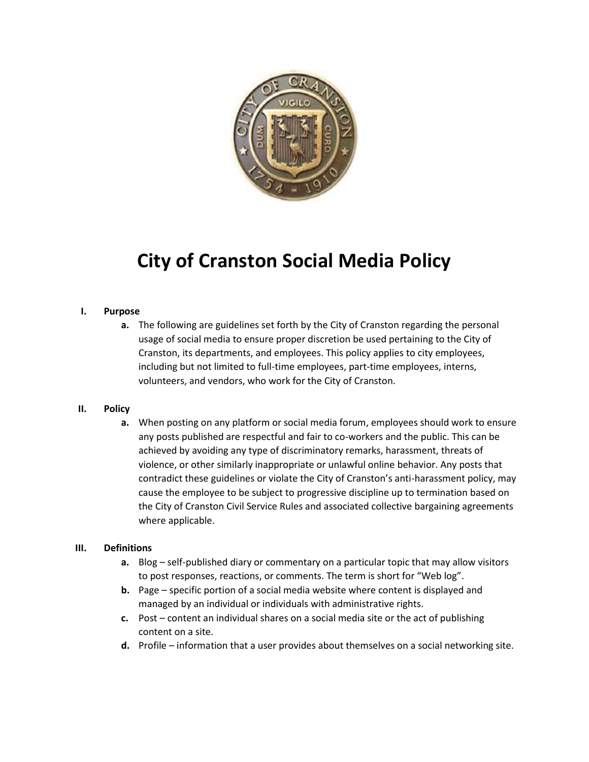# City of Cranston Social Media Policy

I. **Purpose**

   a. The following are guidelines set forth by the City of Cranston regarding the personal usage of social media to ensure proper discretion be used pertaining to the City of Cranston, its departments, and employees. This policy applies to city employees, including but not limited to full-time employees, part-time employees, interns, volunteers, and vendors, who work for the City of Cranston.

II. **Policy**

   a. When posting on any platform or social media forum, employees should work to ensure any posts published are respectful and fair to co-workers and the public. This can be achieved by avoiding any type of discriminatory remarks, harassment, threats of violence, or other similarly inappropriate or unlawful online behavior. Any posts that contradict these guidelines or violate the City of Cranston's anti-harassment policy, may cause the employee to be subject to progressive discipline up to termination based on the City of Cranston Civil Service Rules and associated collective bargaining agreements where applicable.

III. **Definitions**

   a. Blog – self-published diary or commentary on a particular topic that may allow visitors to post responses, reactions, or comments. The term is short for "Web log".
   
   b. Page – specific portion of a social media website where content is displayed and managed by an individual or individuals with administrative rights.
   
   c. Post – content an individual shares on a social media site or the act of publishing content on a site.
   
   d. Profile – information that a user provides about themselves on a social networking site.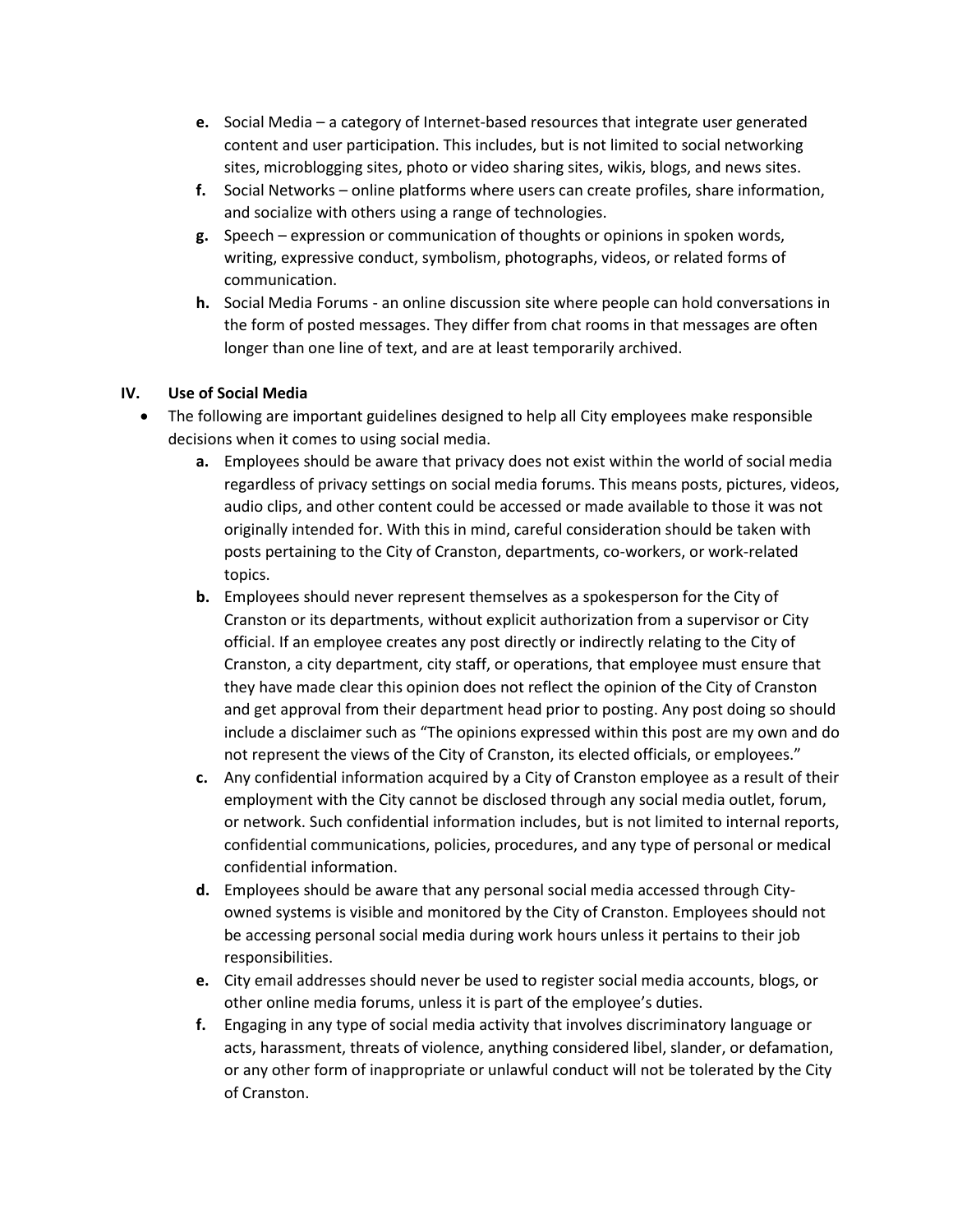- **e.** Social Media – a category of Internet-based resources that integrate user generated content and user participation. This includes, but is not limited to social networking sites, microblogging sites, photo or video sharing sites, wikis, blogs, and news sites.
- **f.** Social Networks – online platforms where users can create profiles, share information, and socialize with others using a range of technologies.
- **g.** Speech – expression or communication of thoughts or opinions in spoken words, writing, expressive conduct, symbolism, photographs, videos, or related forms of communication.
- **h.** Social Media Forums - an online discussion site where people can hold conversations in the form of posted messages. They differ from chat rooms in that messages are often longer than one line of text, and are at least temporarily archived.

## IV. Use of Social Media

- The following are important guidelines designed to help all City employees make responsible decisions when it comes to using social media.
  - **a.** Employees should be aware that privacy does not exist within the world of social media regardless of privacy settings on social media forums. This means posts, pictures, videos, audio clips, and other content could be accessed or made available to those it was not originally intended for. With this in mind, careful consideration should be taken with posts pertaining to the City of Cranston, departments, co-workers, or work-related topics.
  - **b.** Employees should never represent themselves as a spokesperson for the City of Cranston or its departments, without explicit authorization from a supervisor or City official. If an employee creates any post directly or indirectly relating to the City of Cranston, a city department, city staff, or operations, that employee must ensure that they have made clear this opinion does not reflect the opinion of the City of Cranston and get approval from their department head prior to posting. Any post doing so should include a disclaimer such as "The opinions expressed within this post are my own and do not represent the views of the City of Cranston, its elected officials, or employees."
  - **c.** Any confidential information acquired by a City of Cranston employee as a result of their employment with the City cannot be disclosed through any social media outlet, forum, or network. Such confidential information includes, but is not limited to internal reports, confidential communications, policies, procedures, and any type of personal or medical confidential information.
  - **d.** Employees should be aware that any personal social media accessed through City-owned systems is visible and monitored by the City of Cranston. Employees should not be accessing personal social media during work hours unless it pertains to their job responsibilities.
  - **e.** City email addresses should never be used to register social media accounts, blogs, or other online media forums, unless it is part of the employee's duties.
  - **f.** Engaging in any type of social media activity that involves discriminatory language or acts, harassment, threats of violence, anything considered libel, slander, or defamation, or any other form of inappropriate or unlawful conduct will not be tolerated by the City of Cranston.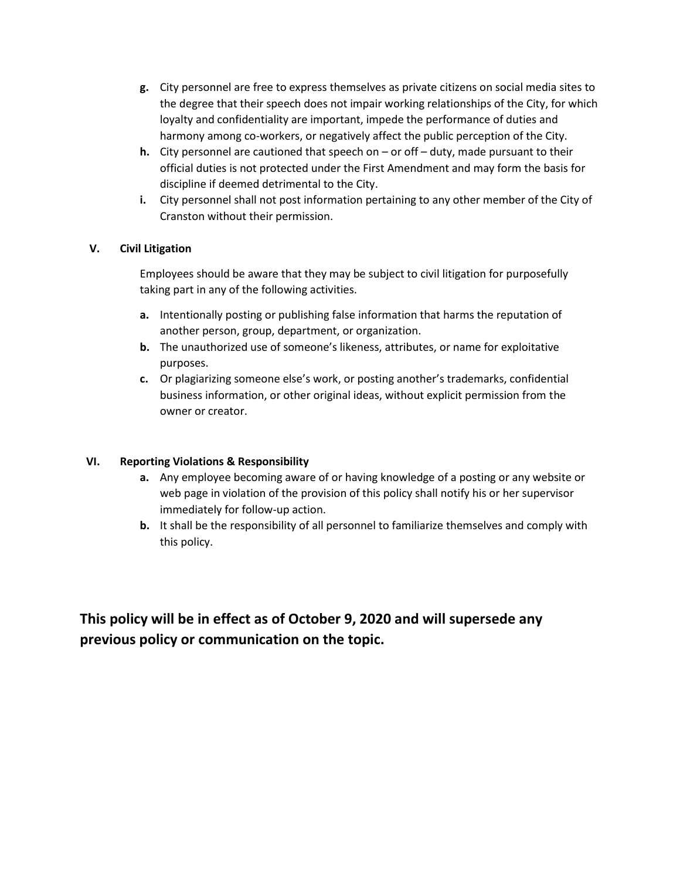- **g.** City personnel are free to express themselves as private citizens on social media sites to the degree that their speech does not impair working relationships of the City, for which loyalty and confidentiality are important, impede the performance of duties and harmony among co-workers, or negatively affect the public perception of the City.
- **h.** City personnel are cautioned that speech on – or off – duty, made pursuant to their official duties is not protected under the First Amendment and may form the basis for discipline if deemed detrimental to the City.
- **i.** City personnel shall not post information pertaining to any other member of the City of Cranston without their permission.

## V. Civil Litigation

Employees should be aware that they may be subject to civil litigation for purposefully taking part in any of the following activities.

- **a.** Intentionally posting or publishing false information that harms the reputation of another person, group, department, or organization.
- **b.** The unauthorized use of someone's likeness, attributes, or name for exploitative purposes.
- **c.** Or plagiarizing someone else's work, or posting another's trademarks, confidential business information, or other original ideas, without explicit permission from the owner or creator.

## VI. Reporting Violations & Responsibility

- **a.** Any employee becoming aware of or having knowledge of a posting or any website or web page in violation of the provision of this policy shall notify his or her supervisor immediately for follow-up action.
- **b.** It shall be the responsibility of all personnel to familiarize themselves and comply with this policy.

**This policy will be in effect as of October 9, 2020 and will supersede any previous policy or communication on the topic.**